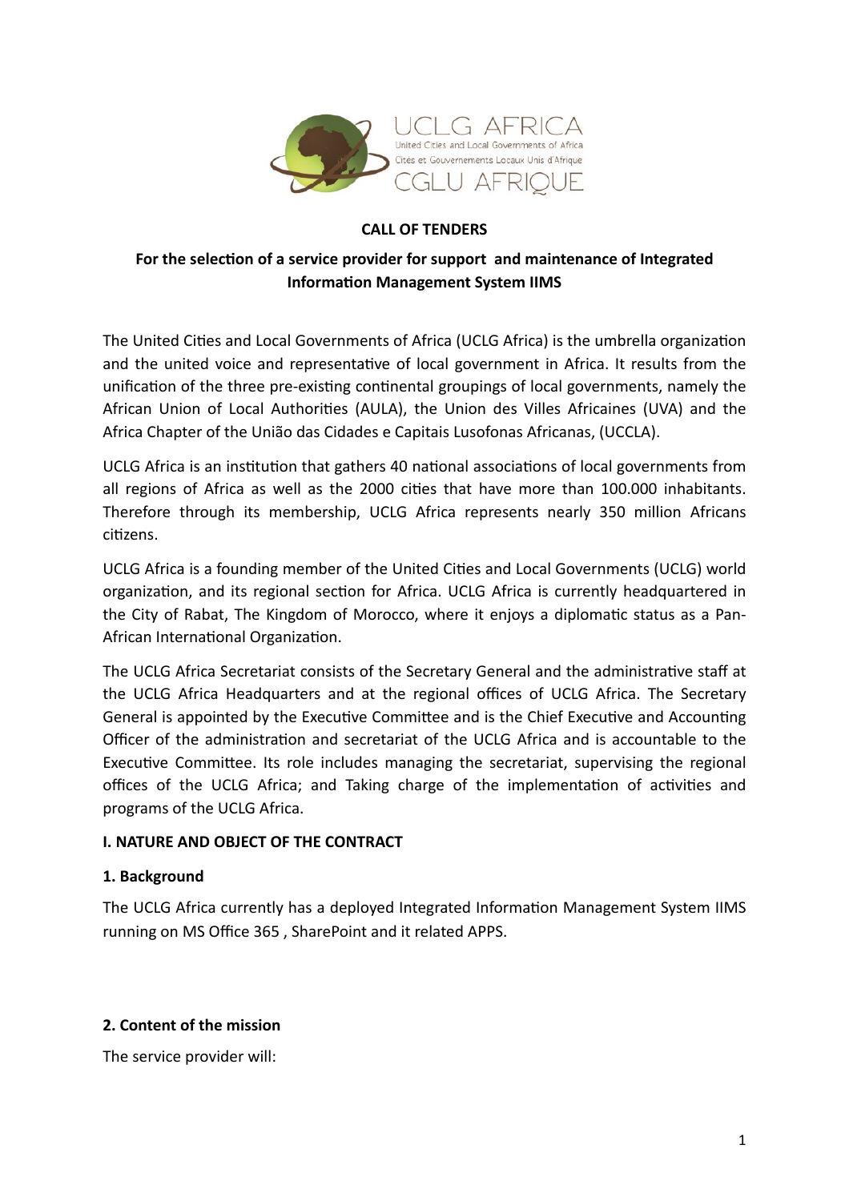UCLG AFRICA
United Cities and Local Governments of Africa
Cités et Gouvernements Locaux Unis d'Afrique
CGLU AFRIQUE

**CALL OF TENDERS**

**For the selection of a service provider for support and maintenance of Integrated Information Management System IIMS**

The United Cities and Local Governments of Africa (UCLG Africa) is the umbrella organization and the united voice and representative of local government in Africa. It results from the unification of the three pre-existing continental groupings of local governments, namely the African Union of Local Authorities (AULA), the Union des Villes Africaines (UVA) and the Africa Chapter of the União das Cidades e Capitais Lusofonas Africanas, (UCCLA).

UCLG Africa is an institution that gathers 40 national associations of local governments from all regions of Africa as well as the 2000 cities that have more than 100.000 inhabitants. Therefore through its membership, UCLG Africa represents nearly 350 million Africans citizens.

UCLG Africa is a founding member of the United Cities and Local Governments (UCLG) world organization, and its regional section for Africa. UCLG Africa is currently headquartered in the City of Rabat, The Kingdom of Morocco, where it enjoys a diplomatic status as a Pan-African International Organization.

The UCLG Africa Secretariat consists of the Secretary General and the administrative staff at the UCLG Africa Headquarters and at the regional offices of UCLG Africa. The Secretary General is appointed by the Executive Committee and is the Chief Executive and Accounting Officer of the administration and secretariat of the UCLG Africa and is accountable to the Executive Committee. Its role includes managing the secretariat, supervising the regional offices of the UCLG Africa; and Taking charge of the implementation of activities and programs of the UCLG Africa.

## I. NATURE AND OBJECT OF THE CONTRACT

### 1. Background

The UCLG Africa currently has a deployed Integrated Information Management System IIMS running on MS Office 365 , SharePoint and it related APPS.

### 2. Content of the mission

The service provider will: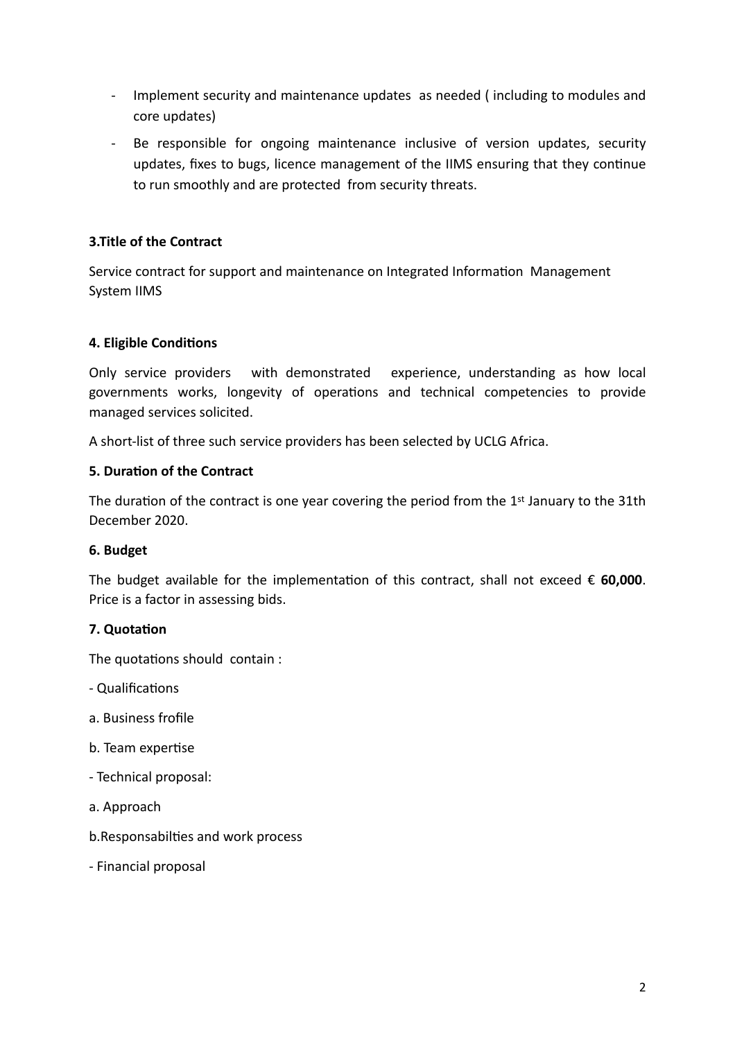- Implement security and maintenance updates as needed ( including to modules and core updates)
- Be responsible for ongoing maintenance inclusive of version updates, security updates, fixes to bugs, licence management of the IIMS ensuring that they continue to run smoothly and are protected from security threats.

**3.Title of the Contract**

Service contract for support and maintenance on Integrated Information Management System IIMS

**4. Eligible Conditions**

Only service providers with demonstrated experience, understanding as how local governments works, longevity of operations and technical competencies to provide managed services solicited.

A short-list of three such service providers has been selected by UCLG Africa.

**5. Duration of the Contract**

The duration of the contract is one year covering the period from the 1st January to the 31th December 2020.

**6. Budget**

The budget available for the implementation of this contract, shall not exceed € **60,000**. Price is a factor in assessing bids.

**7. Quotation**

The quotations should contain :

- Qualifications

a. Business frofile

b. Team expertise

- Technical proposal:

a. Approach

b.Responsabilties and work process

- Financial proposal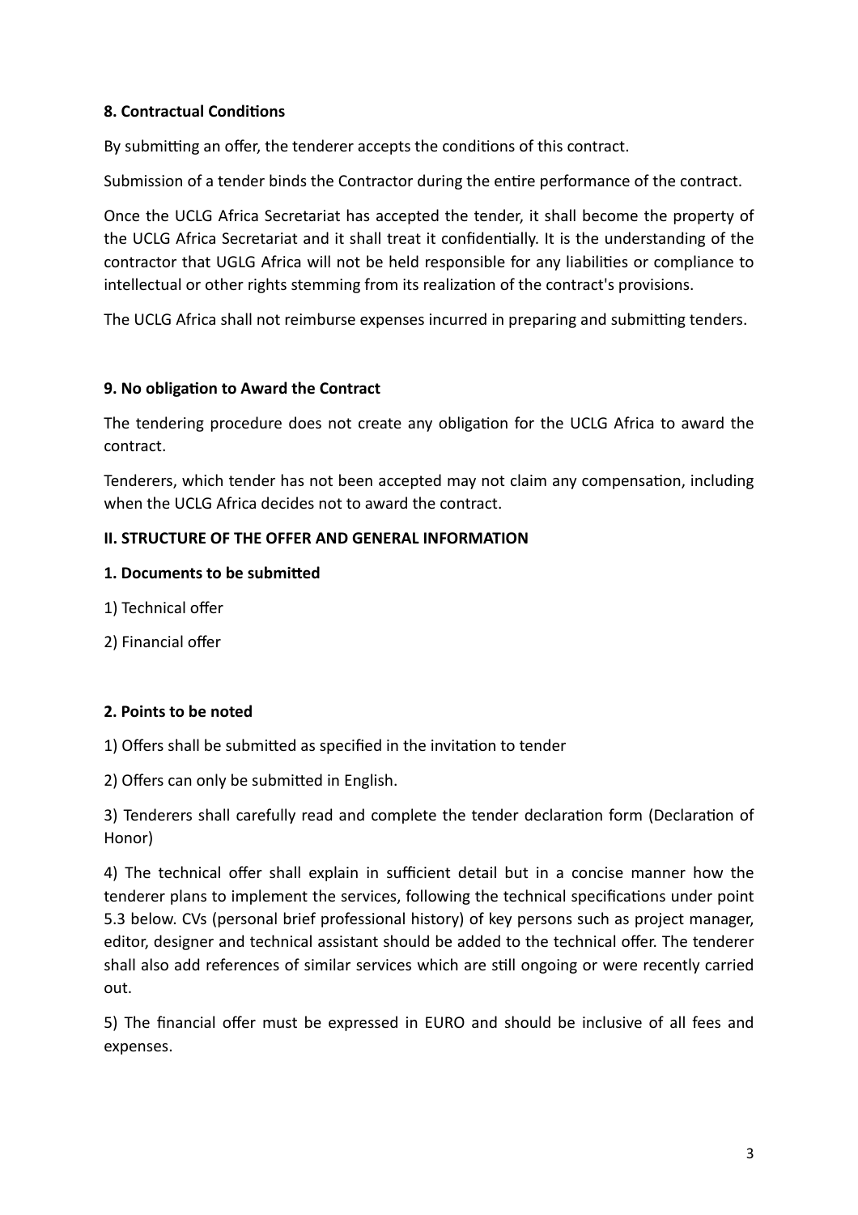**8. Contractual Conditions**

By submitting an offer, the tenderer accepts the conditions of this contract.

Submission of a tender binds the Contractor during the entire performance of the contract.

Once the UCLG Africa Secretariat has accepted the tender, it shall become the property of the UCLG Africa Secretariat and it shall treat it confidentially. It is the understanding of the contractor that UGLG Africa will not be held responsible for any liabilities or compliance to intellectual or other rights stemming from its realization of the contract's provisions.

The UCLG Africa shall not reimburse expenses incurred in preparing and submitting tenders.

**9. No obligation to Award the Contract**

The tendering procedure does not create any obligation for the UCLG Africa to award the contract.

Tenderers, which tender has not been accepted may not claim any compensation, including when the UCLG Africa decides not to award the contract.

**II. STRUCTURE OF THE OFFER AND GENERAL INFORMATION**

**1. Documents to be submitted**

1) Technical offer

2) Financial offer

**2. Points to be noted**

1) Offers shall be submitted as specified in the invitation to tender

2) Offers can only be submitted in English.

3) Tenderers shall carefully read and complete the tender declaration form (Declaration of Honor)

4) The technical offer shall explain in sufficient detail but in a concise manner how the tenderer plans to implement the services, following the technical specifications under point 5.3 below. CVs (personal brief professional history) of key persons such as project manager, editor, designer and technical assistant should be added to the technical offer. The tenderer shall also add references of similar services which are still ongoing or were recently carried out.

5) The financial offer must be expressed in EURO and should be inclusive of all fees and expenses.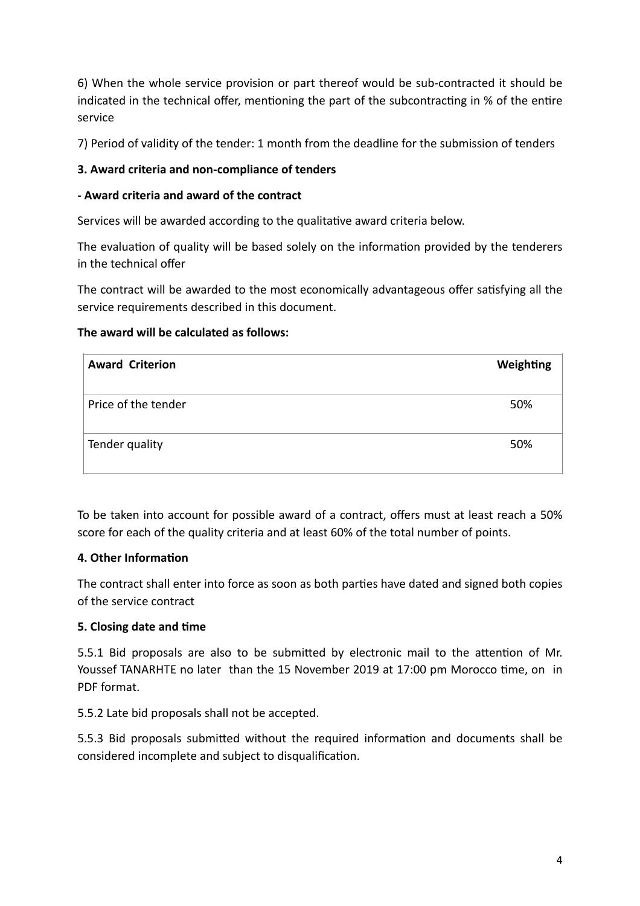6) When the whole service provision or part thereof would be sub-contracted it should be indicated in the technical offer, mentioning the part of the subcontracting in % of the entire service

7) Period of validity of the tender: 1 month from the deadline for the submission of tenders

**3. Award criteria and non-compliance of tenders**

**- Award criteria and award of the contract**

Services will be awarded according to the qualitative award criteria below.

The evaluation of quality will be based solely on the information provided by the tenderers in the technical offer

The contract will be awarded to the most economically advantageous offer satisfying all the service requirements described in this document.

**The award will be calculated as follows:**

| **Award Criterion** | **Weighting** |
|---|---|
| Price of the tender | 50% |
| Tender quality | 50% |

To be taken into account for possible award of a contract, offers must at least reach a 50% score for each of the quality criteria and at least 60% of the total number of points.

**4. Other Information**

The contract shall enter into force as soon as both parties have dated and signed both copies of the service contract

**5. Closing date and time**

5.5.1 Bid proposals are also to be submitted by electronic mail to the attention of Mr. Youssef TANARHTE no later than the 15 November 2019 at 17:00 pm Morocco time, on in PDF format.

5.5.2 Late bid proposals shall not be accepted.

5.5.3 Bid proposals submitted without the required information and documents shall be considered incomplete and subject to disqualification.